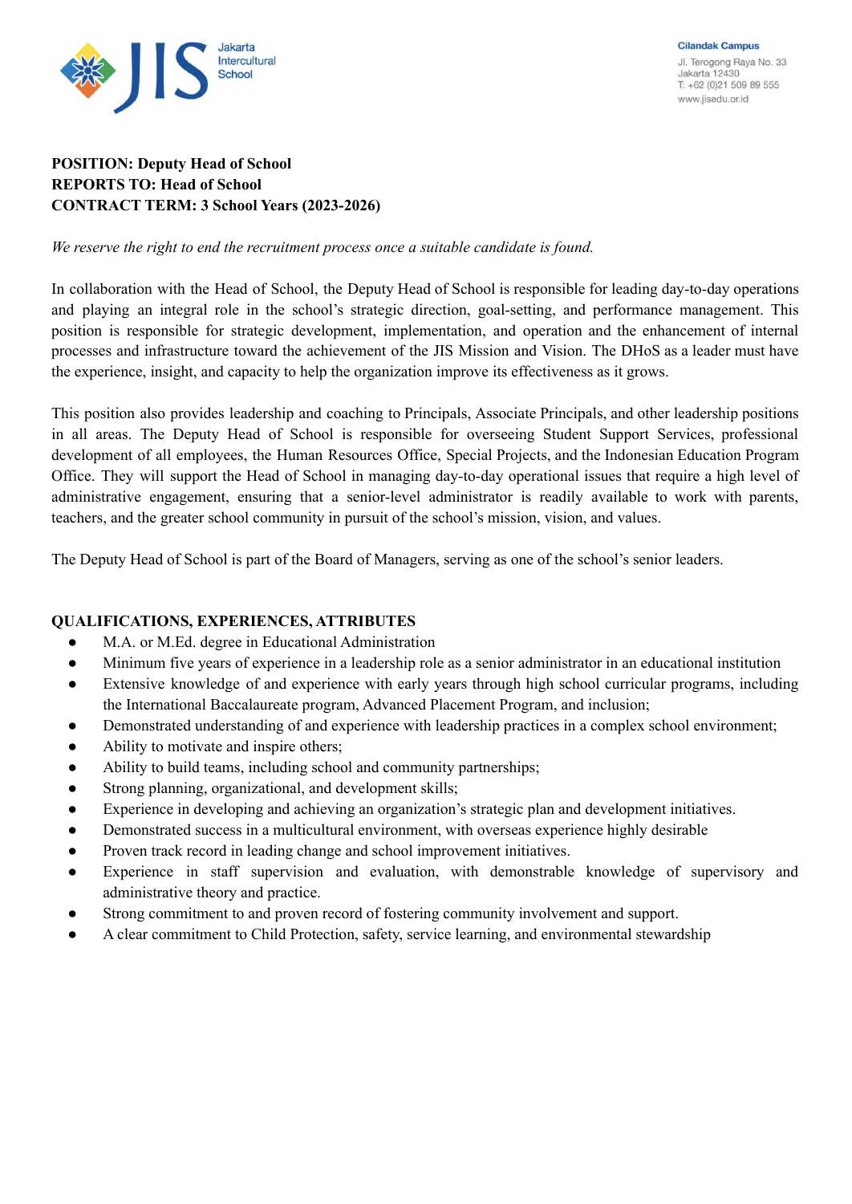Jakarta Intercultural School

Cilandak Campus
Jl. Terogong Raya No. 33
Jakarta 12430
T: +62 (0)21 509 89 555
www.jisedu.or.id

**POSITION: Deputy Head of School**
**REPORTS TO: Head of School**
**CONTRACT TERM: 3 School Years (2023-2026)**

*We reserve the right to end the recruitment process once a suitable candidate is found.*

In collaboration with the Head of School, the Deputy Head of School is responsible for leading day-to-day operations and playing an integral role in the school's strategic direction, goal-setting, and performance management. This position is responsible for strategic development, implementation, and operation and the enhancement of internal processes and infrastructure toward the achievement of the JIS Mission and Vision. The DHoS as a leader must have the experience, insight, and capacity to help the organization improve its effectiveness as it grows.

This position also provides leadership and coaching to Principals, Associate Principals, and other leadership positions in all areas. The Deputy Head of School is responsible for overseeing Student Support Services, professional development of all employees, the Human Resources Office, Special Projects, and the Indonesian Education Program Office. They will support the Head of School in managing day-to-day operational issues that require a high level of administrative engagement, ensuring that a senior-level administrator is readily available to work with parents, teachers, and the greater school community in pursuit of the school's mission, vision, and values.

The Deputy Head of School is part of the Board of Managers, serving as one of the school's senior leaders.

## QUALIFICATIONS, EXPERIENCES, ATTRIBUTES

- M.A. or M.Ed. degree in Educational Administration
- Minimum five years of experience in a leadership role as a senior administrator in an educational institution
- Extensive knowledge of and experience with early years through high school curricular programs, including the International Baccalaureate program, Advanced Placement Program, and inclusion;
- Demonstrated understanding of and experience with leadership practices in a complex school environment;
- Ability to motivate and inspire others;
- Ability to build teams, including school and community partnerships;
- Strong planning, organizational, and development skills;
- Experience in developing and achieving an organization's strategic plan and development initiatives.
- Demonstrated success in a multicultural environment, with overseas experience highly desirable
- Proven track record in leading change and school improvement initiatives.
- Experience in staff supervision and evaluation, with demonstrable knowledge of supervisory and administrative theory and practice.
- Strong commitment to and proven record of fostering community involvement and support.
- A clear commitment to Child Protection, safety, service learning, and environmental stewardship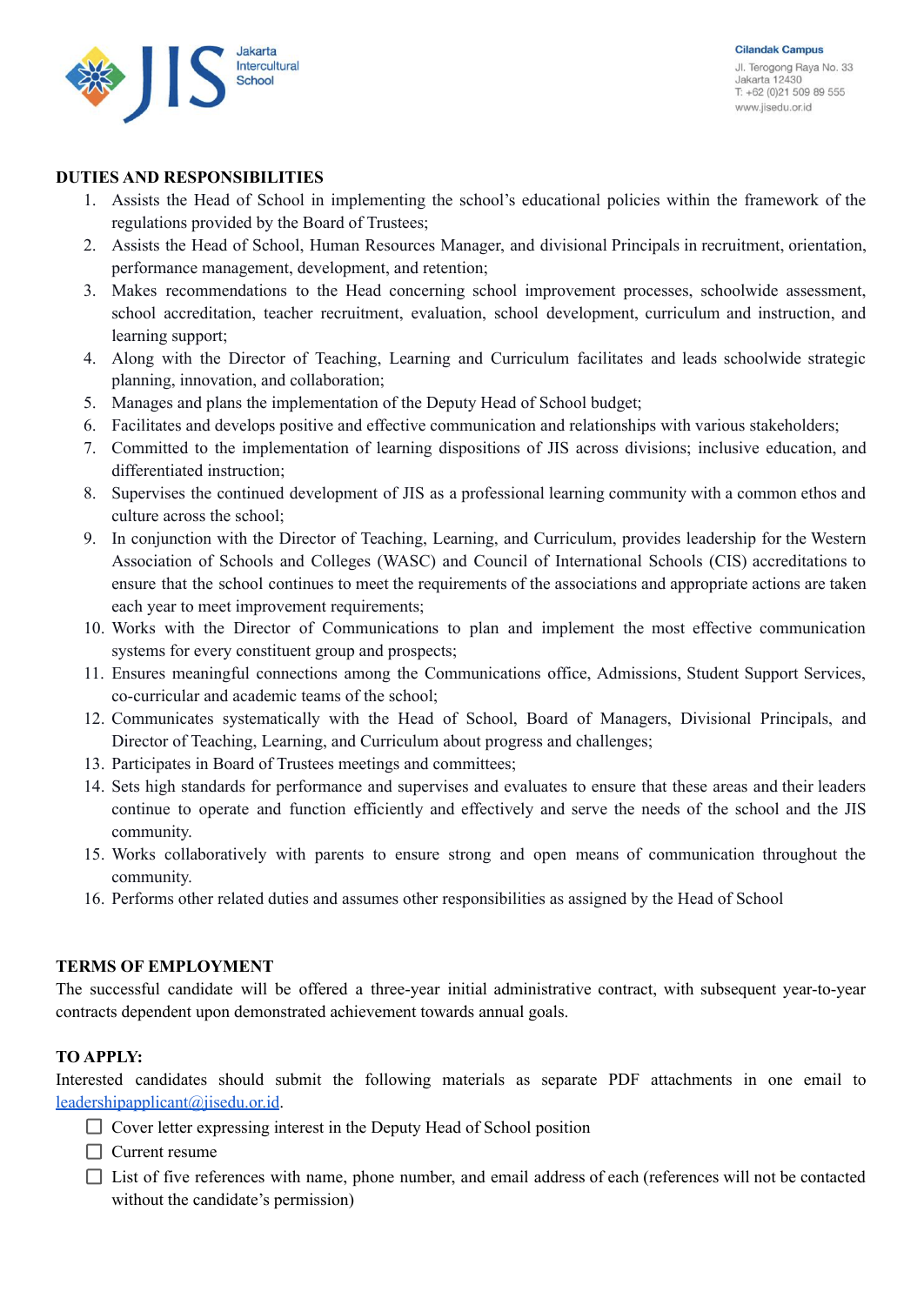## DUTIES AND RESPONSIBILITIES

1. Assists the Head of School in implementing the school's educational policies within the framework of the regulations provided by the Board of Trustees;
2. Assists the Head of School, Human Resources Manager, and divisional Principals in recruitment, orientation, performance management, development, and retention;
3. Makes recommendations to the Head concerning school improvement processes, schoolwide assessment, school accreditation, teacher recruitment, evaluation, school development, curriculum and instruction, and learning support;
4. Along with the Director of Teaching, Learning and Curriculum facilitates and leads schoolwide strategic planning, innovation, and collaboration;
5. Manages and plans the implementation of the Deputy Head of School budget;
6. Facilitates and develops positive and effective communication and relationships with various stakeholders;
7. Committed to the implementation of learning dispositions of JIS across divisions; inclusive education, and differentiated instruction;
8. Supervises the continued development of JIS as a professional learning community with a common ethos and culture across the school;
9. In conjunction with the Director of Teaching, Learning, and Curriculum, provides leadership for the Western Association of Schools and Colleges (WASC) and Council of International Schools (CIS) accreditations to ensure that the school continues to meet the requirements of the associations and appropriate actions are taken each year to meet improvement requirements;
10. Works with the Director of Communications to plan and implement the most effective communication systems for every constituent group and prospects;
11. Ensures meaningful connections among the Communications office, Admissions, Student Support Services, co-curricular and academic teams of the school;
12. Communicates systematically with the Head of School, Board of Managers, Divisional Principals, and Director of Teaching, Learning, and Curriculum about progress and challenges;
13. Participates in Board of Trustees meetings and committees;
14. Sets high standards for performance and supervises and evaluates to ensure that these areas and their leaders continue to operate and function efficiently and effectively and serve the needs of the school and the JIS community.
15. Works collaboratively with parents to ensure strong and open means of communication throughout the community.
16. Performs other related duties and assumes other responsibilities as assigned by the Head of School

## TERMS OF EMPLOYMENT

The successful candidate will be offered a three-year initial administrative contract, with subsequent year-to-year contracts dependent upon demonstrated achievement towards annual goals.

## TO APPLY:

Interested candidates should submit the following materials as separate PDF attachments in one email to leadershipapplicant@jisedu.or.id.

- ☐ Cover letter expressing interest in the Deputy Head of School position
- ☐ Current resume
- ☐ List of five references with name, phone number, and email address of each (references will not be contacted without the candidate's permission)